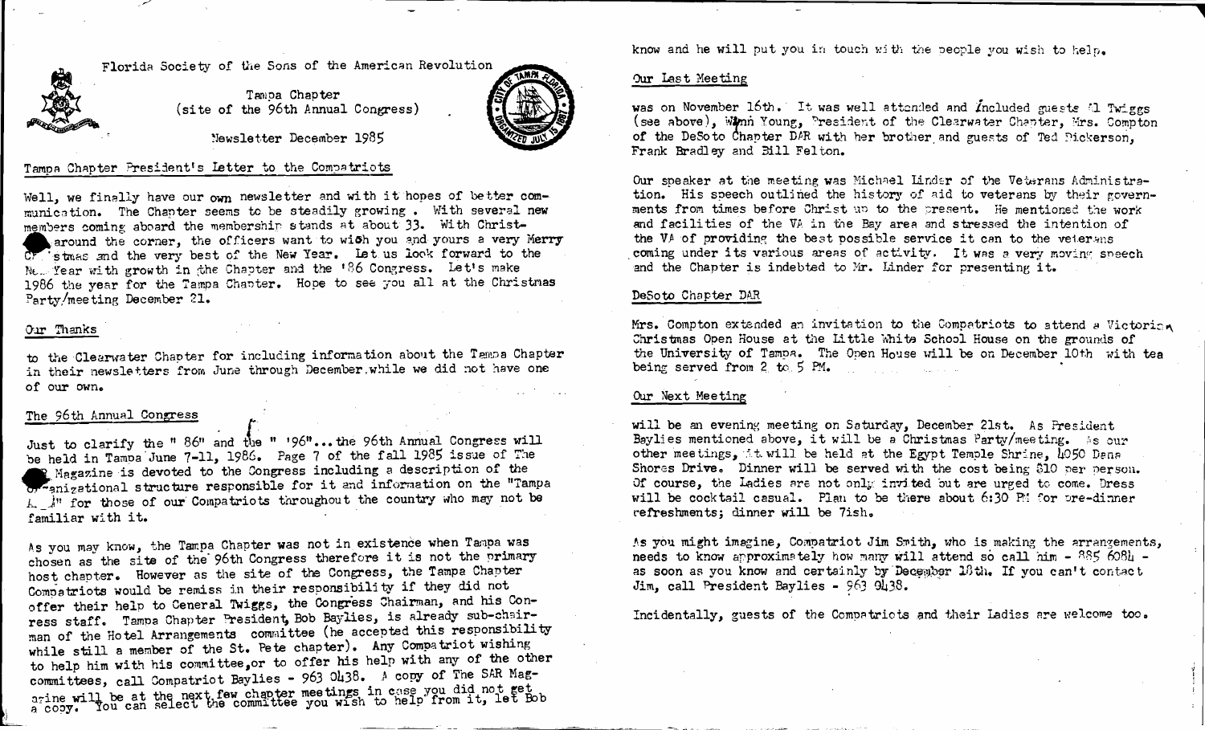Florida Society of the Sons of the American Revolution

Tampa Chapter
(site of the 96th Annual Congress)

Newsletter December 1985

## Tampa Chapter President's Letter to the Compatriots

Well, we finally have our own newsletter and with it hopes of better communication. The Chapter seems to be steadily growing. With several new members coming aboard the membership stands at about 33. With Christmas around the corner, the officers want to wish you and yours a very Merry Christmas and the very best of the New Year. Let us look forward to the New Year with growth in the Chapter and the '86 Congress. Let's make 1986 the year for the Tampa Chapter. Hope to see you all at the Christmas Party/meeting December 21.

## Our Thanks

to the Clearwater Chapter for including information about the Tampa Chapter in their newsletters from June through December while we did not have one of our own.

## The 96th Annual Congress

Just to clarify the " 86" and the " '96"...the 96th Annual Congress will be held in Tampa June 7-11, 1986. Page 7 of the fall 1985 issue of The SAR Magazine is devoted to the Congress including a description of the organizational structure responsible for it and information on the "Tampa Area" for those of our Compatriots throughout the country who may not be familiar with it.

As you may know, the Tampa Chapter was not in existence when Tampa was chosen as the site of the 96th Congress therefore it is not the primary host chapter. However as the site of the Congress, the Tampa Chapter Compatriots would be remiss in their responsibility if they did not offer their help to General Twiggs, the Congress Chairman, and his Congress staff. Tampa Chapter President, Bob Baylies, is already sub-chairman of the Hotel Arrangements committee (he accepted this responsibility while still a member of the St. Pete chapter). Any Compatriot wishing to help him with his committee, or to offer his help with any of the other committees, call Compatriot Baylies - 963 0438. A copy of The SAR Magazine will be at the next few chapter meetings in case you did not get a copy. You can select the committee you wish to help from it, let Bob know and he will put you in touch with the people you wish to help.

## Our Last Meeting

was on November 16th. It was well attended and included guests Al Twiggs (see above), Wynn Young, President of the Clearwater Chapter, Mrs. Compton of the DeSoto Chapter DAR with her brother and guests of Ted Pickerson, Frank Bradley and Bill Felton.

Our speaker at the meeting was Michael Linder of the Veterans Administration. His speech outlined the history of aid to veterans by their governments from times before Christ up to the present. He mentioned the work and facilities of the VA in the Bay area and stressed the intention of the VA of providing the best possible service it can to the veterans coming under its various areas of activity. It was a very moving speech and the Chapter is indebted to Mr. Linder for presenting it.

## DeSoto Chapter DAR

Mrs. Compton extended an invitation to the Compatriots to attend a Victorian Christmas Open House at the Little White School House on the grounds of the University of Tampa. The Open House will be on December 10th with tea being served from 2 to 5 PM.

## Our Next Meeting

will be an evening meeting on Saturday, December 21st. As President Baylies mentioned above, it will be a Christmas Party/meeting. As our other meetings, it will be held at the Egypt Temple Shrine, 4050 Dana Shores Drive. Dinner will be served with the cost being $10 per person. Of course, the Ladies are not only invited but are urged to come. Dress will be cocktail casual. Plan to be there about 6:30 PM for pre-dinner refreshments; dinner will be 7ish.

As you might imagine, Compatriot Jim Smith, who is making the arrangements, needs to know approximately how many will attend so call him - 885 6084 - as soon as you know and certainly by December 18th. If you can't contact Jim, call President Baylies - 963 0438.

Incidentally, guests of the Compatriots and their Ladies are welcome too.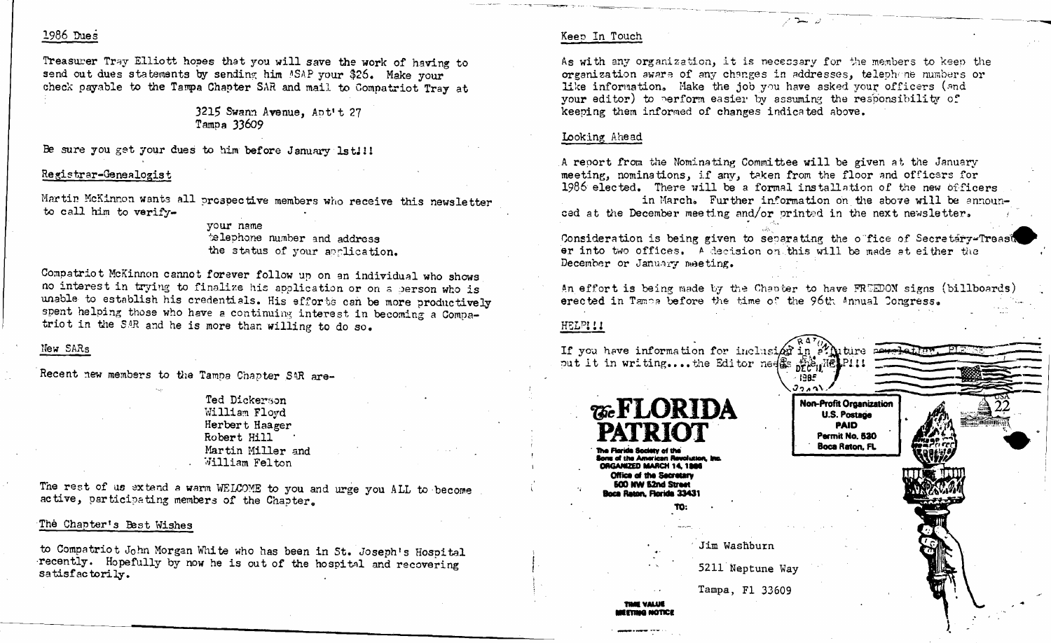## 1986 Dues

Treasurer Tray Elliott hopes that you will save the work of having to send out dues statements by sending him ASAP your $26. Make your check payable to the Tampa Chapter SAR and mail to Compatriot Tray at

3215 Swann Avenue, Apt't 27
Tampa 33609

Be sure you get your dues to him before January 1st!!!

## Registrar-Genealogist

Martin McKinnon wants all prospective members who receive this newsletter to call him to verify-

your name
telephone number and address
the status of your application.

Compatriot McKinnon cannot forever follow up on an individual who shows no interest in trying to finalize his application or on a person who is unable to establish his credentials. His efforts can be more productively spent helping those who have a continuing interest in becoming a Compatriot in the SAR and he is more than willing to do so.

## New SARs

Recent new members to the Tampa Chapter SAR are-

Ted Dickerson
William Floyd
Herbert Haager
Robert Hill
Martin Miller and
William Felton

The rest of us extend a warm WELCOME to you and urge you ALL to become active, participating members of the Chapter.

## The Chapter's Best Wishes

to Compatriot John Morgan White who has been in St. Joseph's Hospital recently. Hopefully by now he is out of the hospital and recovering satisfactorily.

## Keep In Touch

As with any organization, it is necessary for the members to keep the organization aware of any changes in addresses, telephone numbers or like information. Make the job you have asked your officers (and your editor) to perform easier by assuming the responsibility of keeping them informed of changes indicated above.

## Looking Ahead

A report from the Nominating Committee will be given at the January meeting, nominations, if any, taken from the floor and officers for 1986 elected. There will be a formal installation of the new officers in March. Further information on the above will be announced at the December meeting and/or printed in the next newsletter.

Consideration is being given to separating the office of Secretary-Treasurer into two offices. A decision on this will be made at either the December or January meeting.

An effort is being made by the Chapter to have FREEDOM signs (billboards) erected in Tampa before the time of the 96th Annual Congress.

## HELP!!!

If you have information for inclusion in a future newsletter, PLEASE put it in writing....the Editor needs the HELP!!!

**The FLORIDA PATRIOT**

The Florida Society of the Sons of the American Revolution, Inc.
ORGANIZED MARCH 14, 1896
Office of the Secretary
500 NW 52nd Street
Boca Raton, Florida 33431

Non-Profit Organization
U.S. Postage
PAID
Permit No. 530
Boca Raton, FL

TO:

Jim Washburn
5211 Neptune Way
Tampa, Fl 33609

TIME VALUE
MEETING NOTICE